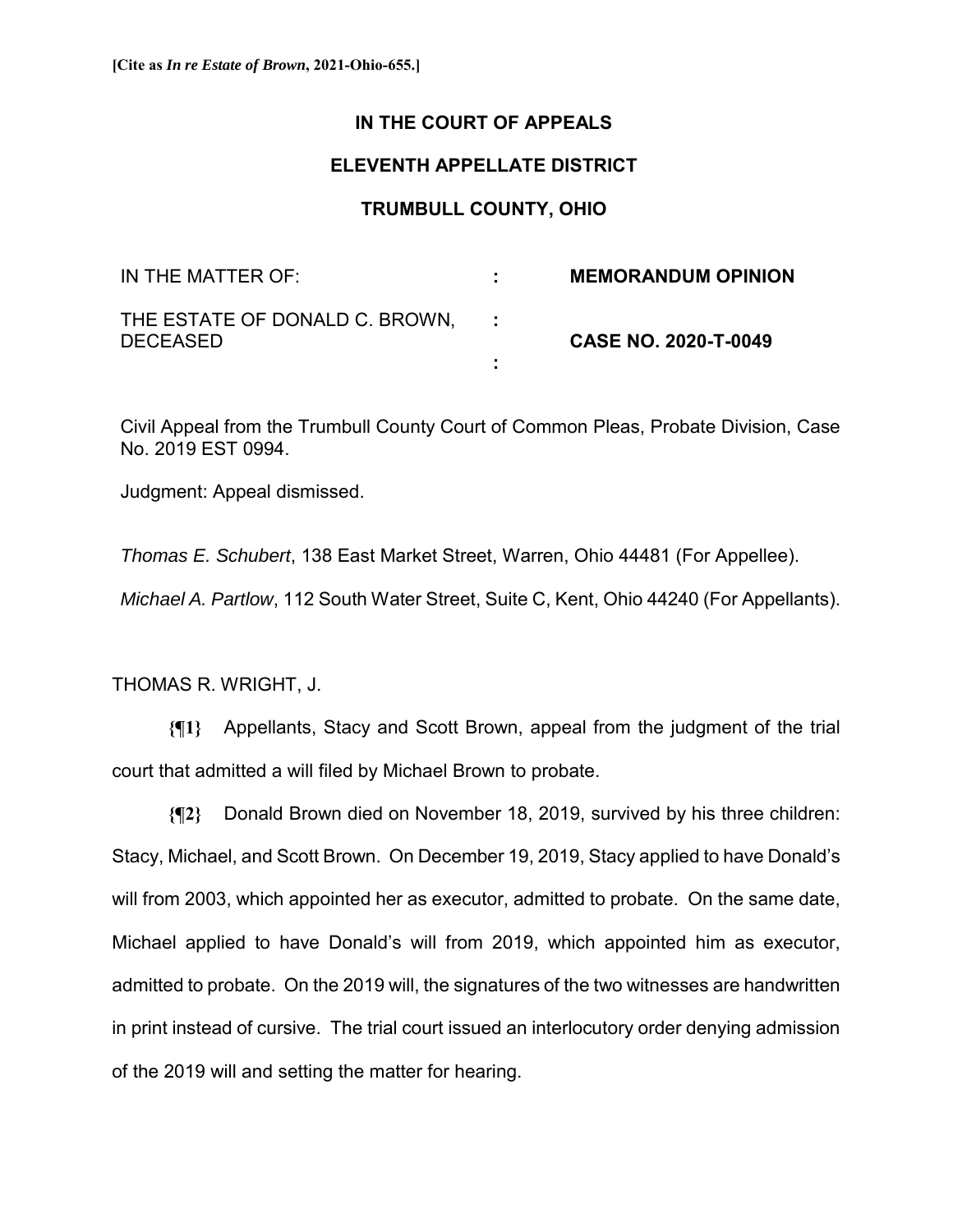**[Cite as *In re Estate of Brown*, 2021-Ohio-655.]**

**IN THE COURT OF APPEALS**

**ELEVENTH APPELLATE DISTRICT**

**TRUMBULL COUNTY, OHIO**

| | | |
|---|---|---|
| IN THE MATTER OF: | : | **MEMORANDUM OPINION** |
| THE ESTATE OF DONALD C. BROWN, DECEASED | : | **CASE NO. 2020-T-0049** |
| | : | |

Civil Appeal from the Trumbull County Court of Common Pleas, Probate Division, Case No. 2019 EST 0994.

Judgment: Appeal dismissed.

*Thomas E. Schubert*, 138 East Market Street, Warren, Ohio 44481 (For Appellee).

*Michael A. Partlow*, 112 South Water Street, Suite C, Kent, Ohio 44240 (For Appellants).

THOMAS R. WRIGHT, J.

**{¶1}** Appellants, Stacy and Scott Brown, appeal from the judgment of the trial court that admitted a will filed by Michael Brown to probate.

**{¶2}** Donald Brown died on November 18, 2019, survived by his three children: Stacy, Michael, and Scott Brown. On December 19, 2019, Stacy applied to have Donald's will from 2003, which appointed her as executor, admitted to probate. On the same date, Michael applied to have Donald's will from 2019, which appointed him as executor, admitted to probate. On the 2019 will, the signatures of the two witnesses are handwritten in print instead of cursive. The trial court issued an interlocutory order denying admission of the 2019 will and setting the matter for hearing.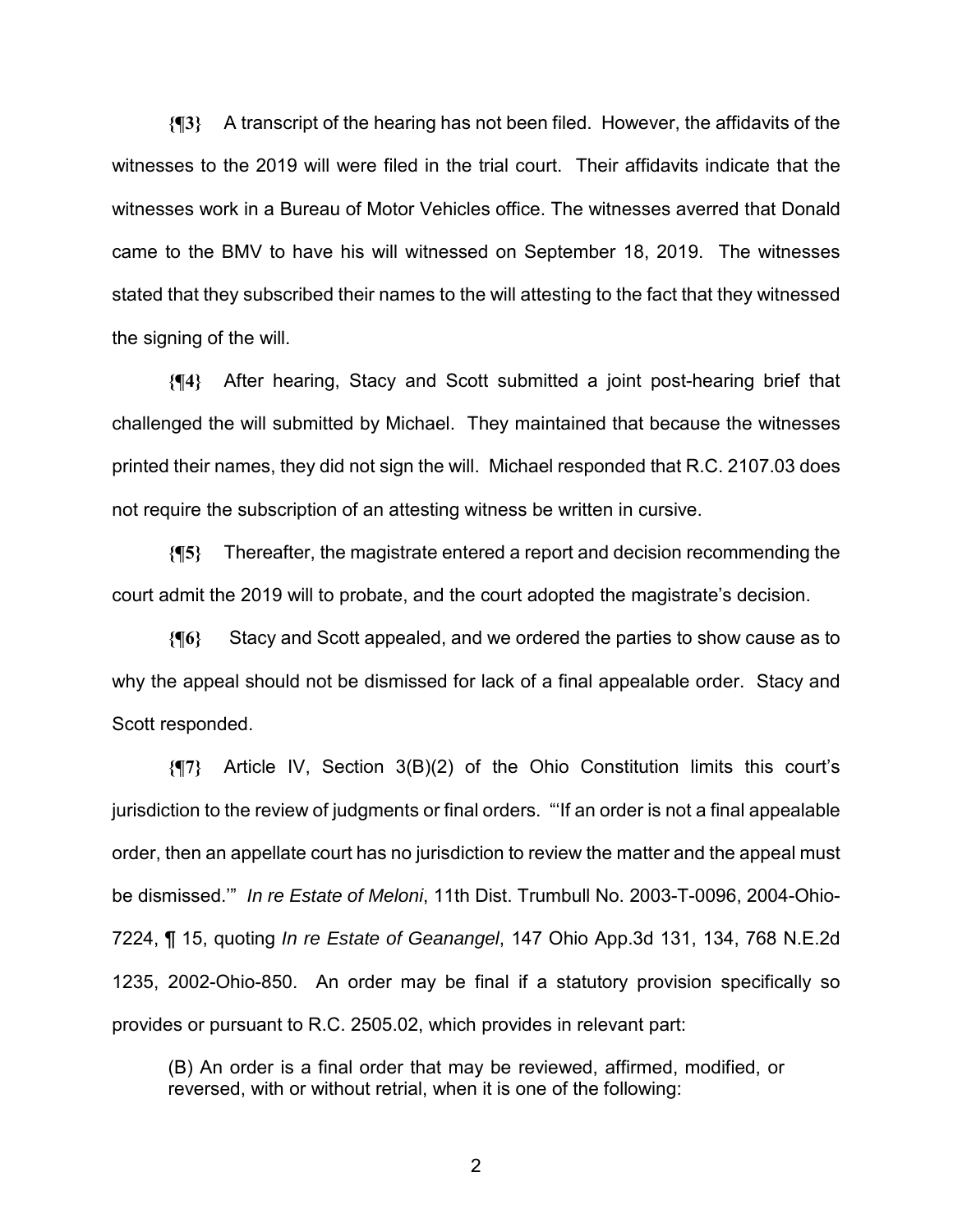**{¶3}** A transcript of the hearing has not been filed. However, the affidavits of the witnesses to the 2019 will were filed in the trial court. Their affidavits indicate that the witnesses work in a Bureau of Motor Vehicles office. The witnesses averred that Donald came to the BMV to have his will witnessed on September 18, 2019. The witnesses stated that they subscribed their names to the will attesting to the fact that they witnessed the signing of the will.

**{¶4}** After hearing, Stacy and Scott submitted a joint post-hearing brief that challenged the will submitted by Michael. They maintained that because the witnesses printed their names, they did not sign the will. Michael responded that R.C. 2107.03 does not require the subscription of an attesting witness be written in cursive.

**{¶5}** Thereafter, the magistrate entered a report and decision recommending the court admit the 2019 will to probate, and the court adopted the magistrate's decision.

**{¶6}** Stacy and Scott appealed, and we ordered the parties to show cause as to why the appeal should not be dismissed for lack of a final appealable order. Stacy and Scott responded.

**{¶7}** Article IV, Section 3(B)(2) of the Ohio Constitution limits this court's jurisdiction to the review of judgments or final orders. "'If an order is not a final appealable order, then an appellate court has no jurisdiction to review the matter and the appeal must be dismissed.'" *In re Estate of Meloni*, 11th Dist. Trumbull No. 2003-T-0096, 2004-Ohio-7224, ¶ 15, quoting *In re Estate of Geanangel*, 147 Ohio App.3d 131, 134, 768 N.E.2d 1235, 2002-Ohio-850. An order may be final if a statutory provision specifically so provides or pursuant to R.C. 2505.02, which provides in relevant part:

> (B) An order is a final order that may be reviewed, affirmed, modified, or reversed, with or without retrial, when it is one of the following: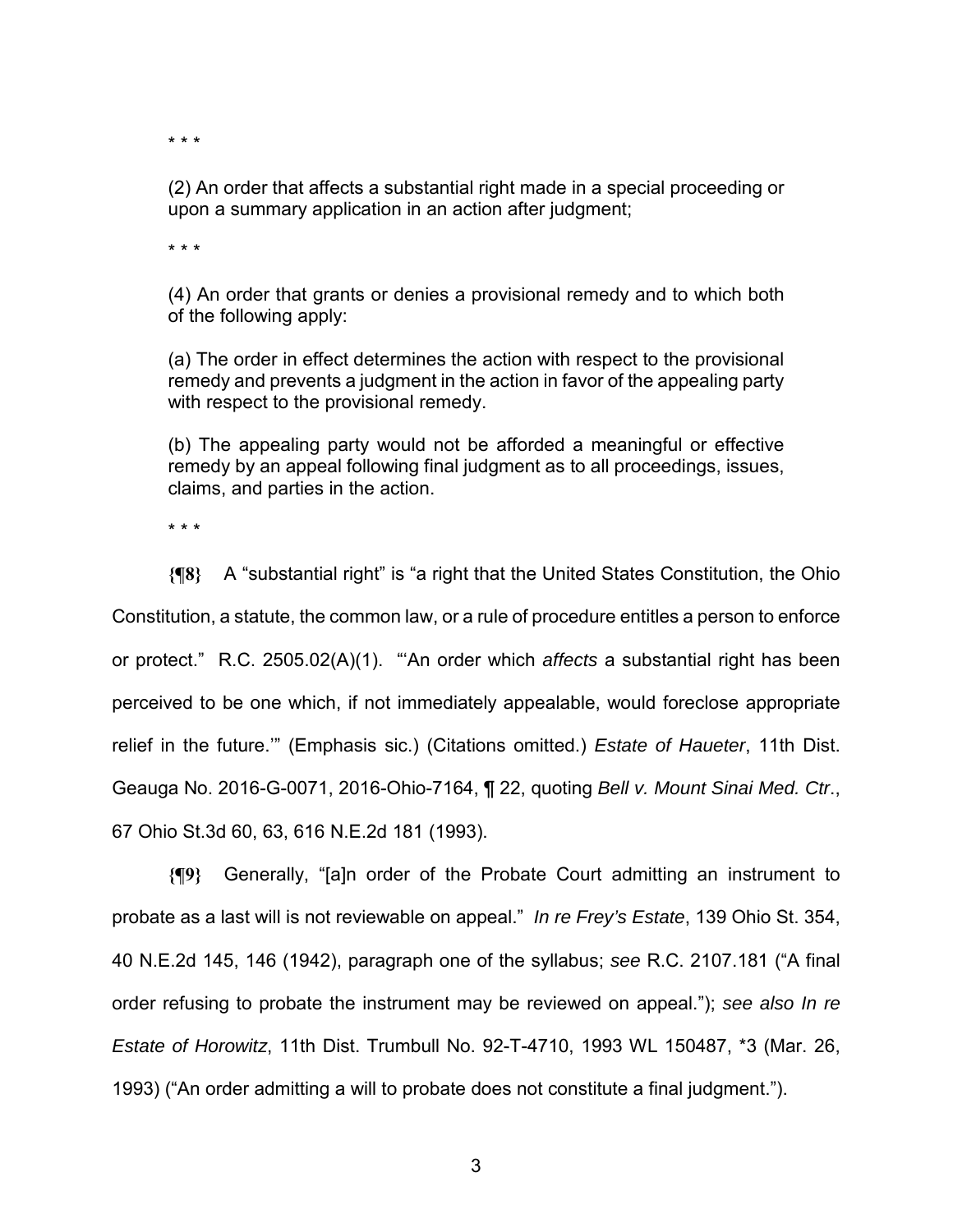\* \* \*

> (2) An order that affects a substantial right made in a special proceeding or upon a summary application in an action after judgment;
>
> \* \* \*
>
> (4) An order that grants or denies a provisional remedy and to which both of the following apply:
>
> (a) The order in effect determines the action with respect to the provisional remedy and prevents a judgment in the action in favor of the appealing party with respect to the provisional remedy.
>
> (b) The appealing party would not be afforded a meaningful or effective remedy by an appeal following final judgment as to all proceedings, issues, claims, and parties in the action.
>
> \* \* \*

**{¶8}** A "substantial right" is "a right that the United States Constitution, the Ohio Constitution, a statute, the common law, or a rule of procedure entitles a person to enforce or protect." R.C. 2505.02(A)(1). "'An order which *affects* a substantial right has been perceived to be one which, if not immediately appealable, would foreclose appropriate relief in the future.'" (Emphasis sic.) (Citations omitted.) *Estate of Haueter*, 11th Dist. Geauga No. 2016-G-0071, 2016-Ohio-7164, ¶ 22, quoting *Bell v. Mount Sinai Med. Ctr.*, 67 Ohio St.3d 60, 63, 616 N.E.2d 181 (1993).

**{¶9}** Generally, "[a]n order of the Probate Court admitting an instrument to probate as a last will is not reviewable on appeal." *In re Frey's Estate*, 139 Ohio St. 354, 40 N.E.2d 145, 146 (1942), paragraph one of the syllabus; *see* R.C. 2107.181 ("A final order refusing to probate the instrument may be reviewed on appeal."); *see also In re Estate of Horowitz*, 11th Dist. Trumbull No. 92-T-4710, 1993 WL 150487, \*3 (Mar. 26, 1993) ("An order admitting a will to probate does not constitute a final judgment.").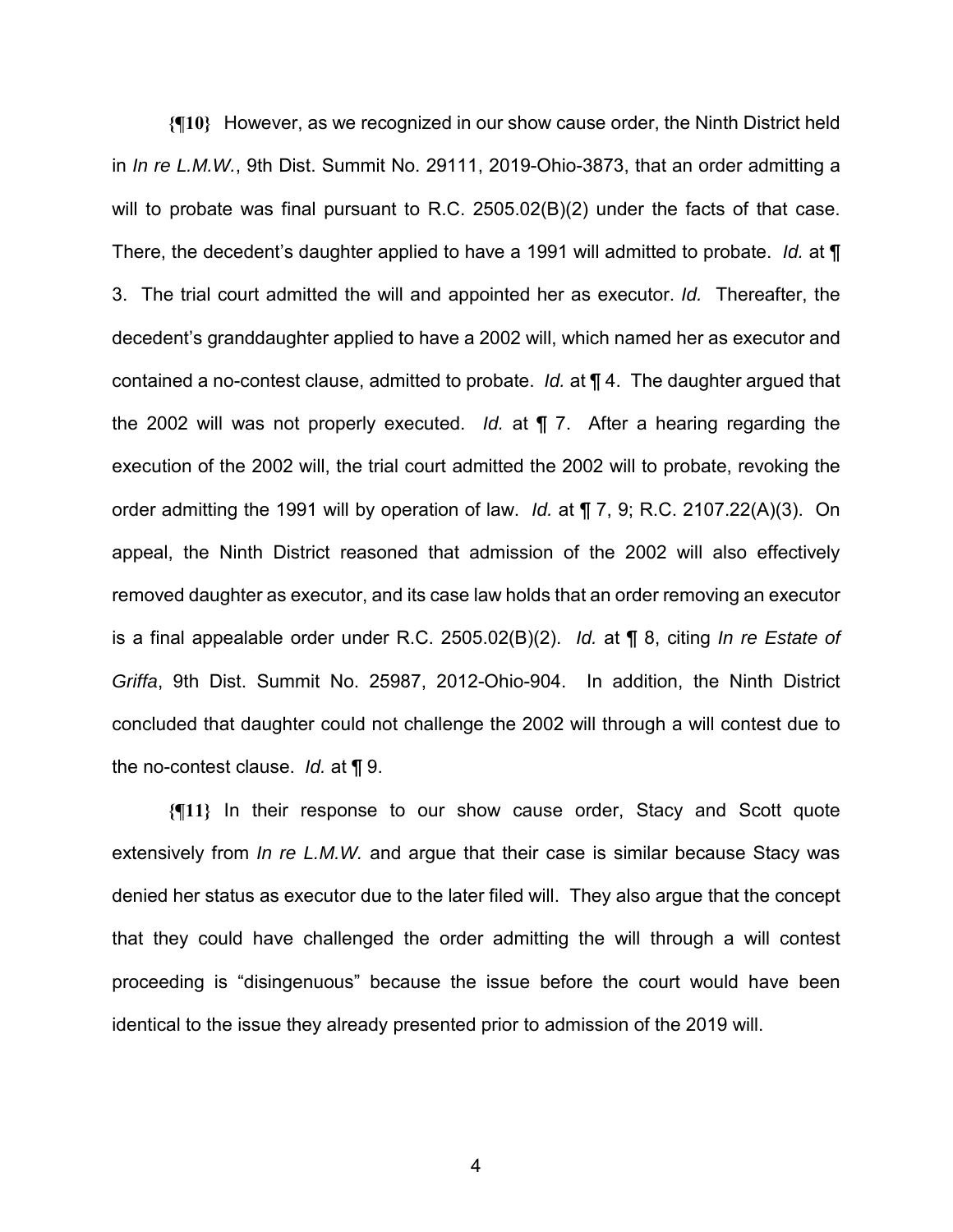**{¶10}** However, as we recognized in our show cause order, the Ninth District held in *In re L.M.W.*, 9th Dist. Summit No. 29111, 2019-Ohio-3873, that an order admitting a will to probate was final pursuant to R.C. 2505.02(B)(2) under the facts of that case. There, the decedent's daughter applied to have a 1991 will admitted to probate. *Id.* at ¶ 3. The trial court admitted the will and appointed her as executor. *Id.* Thereafter, the decedent's granddaughter applied to have a 2002 will, which named her as executor and contained a no-contest clause, admitted to probate. *Id.* at ¶ 4. The daughter argued that the 2002 will was not properly executed. *Id.* at ¶ 7. After a hearing regarding the execution of the 2002 will, the trial court admitted the 2002 will to probate, revoking the order admitting the 1991 will by operation of law. *Id.* at ¶ 7, 9; R.C. 2107.22(A)(3). On appeal, the Ninth District reasoned that admission of the 2002 will also effectively removed daughter as executor, and its case law holds that an order removing an executor is a final appealable order under R.C. 2505.02(B)(2). *Id.* at ¶ 8, citing *In re Estate of Griffa*, 9th Dist. Summit No. 25987, 2012-Ohio-904. In addition, the Ninth District concluded that daughter could not challenge the 2002 will through a will contest due to the no-contest clause. *Id.* at ¶ 9.

**{¶11}** In their response to our show cause order, Stacy and Scott quote extensively from *In re L.M.W.* and argue that their case is similar because Stacy was denied her status as executor due to the later filed will. They also argue that the concept that they could have challenged the order admitting the will through a will contest proceeding is "disingenuous" because the issue before the court would have been identical to the issue they already presented prior to admission of the 2019 will.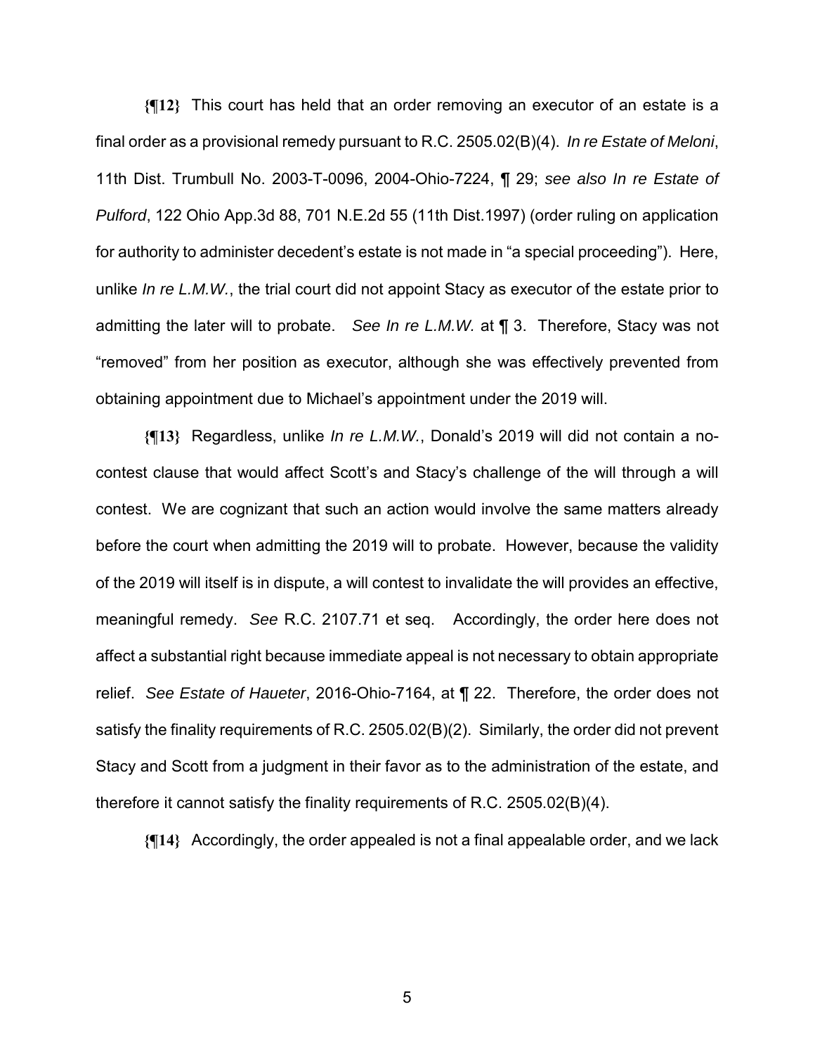**{¶12}** This court has held that an order removing an executor of an estate is a final order as a provisional remedy pursuant to R.C. 2505.02(B)(4). *In re Estate of Meloni*, 11th Dist. Trumbull No. 2003-T-0096, 2004-Ohio-7224, ¶ 29; *see also In re Estate of Pulford*, 122 Ohio App.3d 88, 701 N.E.2d 55 (11th Dist.1997) (order ruling on application for authority to administer decedent's estate is not made in "a special proceeding"). Here, unlike *In re L.M.W.*, the trial court did not appoint Stacy as executor of the estate prior to admitting the later will to probate. *See In re L.M.W.* at ¶ 3. Therefore, Stacy was not "removed" from her position as executor, although she was effectively prevented from obtaining appointment due to Michael's appointment under the 2019 will.

**{¶13}** Regardless, unlike *In re L.M.W.*, Donald's 2019 will did not contain a no-contest clause that would affect Scott's and Stacy's challenge of the will through a will contest. We are cognizant that such an action would involve the same matters already before the court when admitting the 2019 will to probate. However, because the validity of the 2019 will itself is in dispute, a will contest to invalidate the will provides an effective, meaningful remedy. *See* R.C. 2107.71 et seq. Accordingly, the order here does not affect a substantial right because immediate appeal is not necessary to obtain appropriate relief. *See Estate of Haueter*, 2016-Ohio-7164, at ¶ 22. Therefore, the order does not satisfy the finality requirements of R.C. 2505.02(B)(2). Similarly, the order did not prevent Stacy and Scott from a judgment in their favor as to the administration of the estate, and therefore it cannot satisfy the finality requirements of R.C. 2505.02(B)(4).

**{¶14}** Accordingly, the order appealed is not a final appealable order, and we lack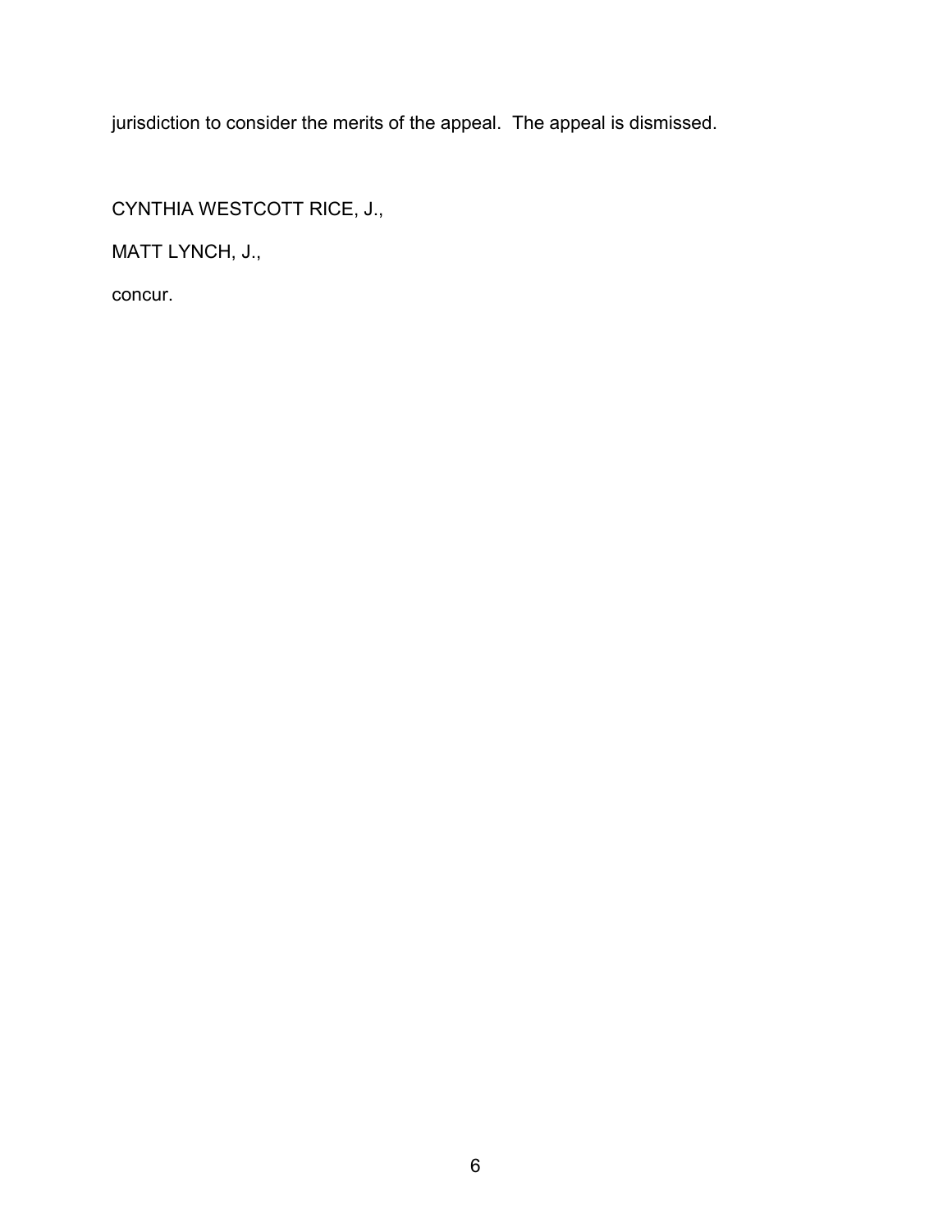jurisdiction to consider the merits of the appeal. The appeal is dismissed.

CYNTHIA WESTCOTT RICE, J.,

MATT LYNCH, J.,

concur.